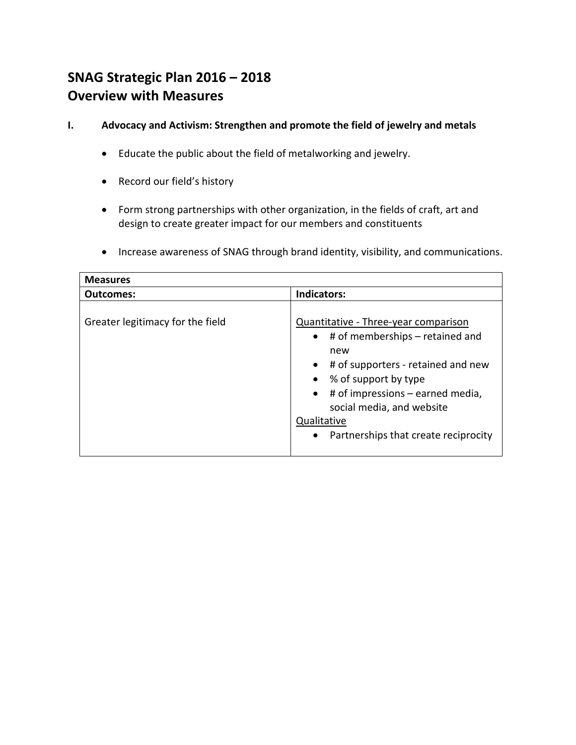# SNAG Strategic Plan 2016 – 2018
# Overview with Measures

## I. Advocacy and Activism: Strengthen and promote the field of jewelry and metals

- Educate the public about the field of metalworking and jewelry.
- Record our field's history
- Form strong partnerships with other organization, in the fields of craft, art and design to create greater impact for our members and constituents
- Increase awareness of SNAG through brand identity, visibility, and communications.

| **Measures** | |
|---|---|
| **Outcomes:** | **Indicators:** |
| Greater legitimacy for the field | Quantitative - Three-year comparison<br>• # of memberships – retained and new<br>• # of supporters - retained and new<br>• % of support by type<br>• # of impressions – earned media, social media, and website<br>Qualitative<br>• Partnerships that create reciprocity |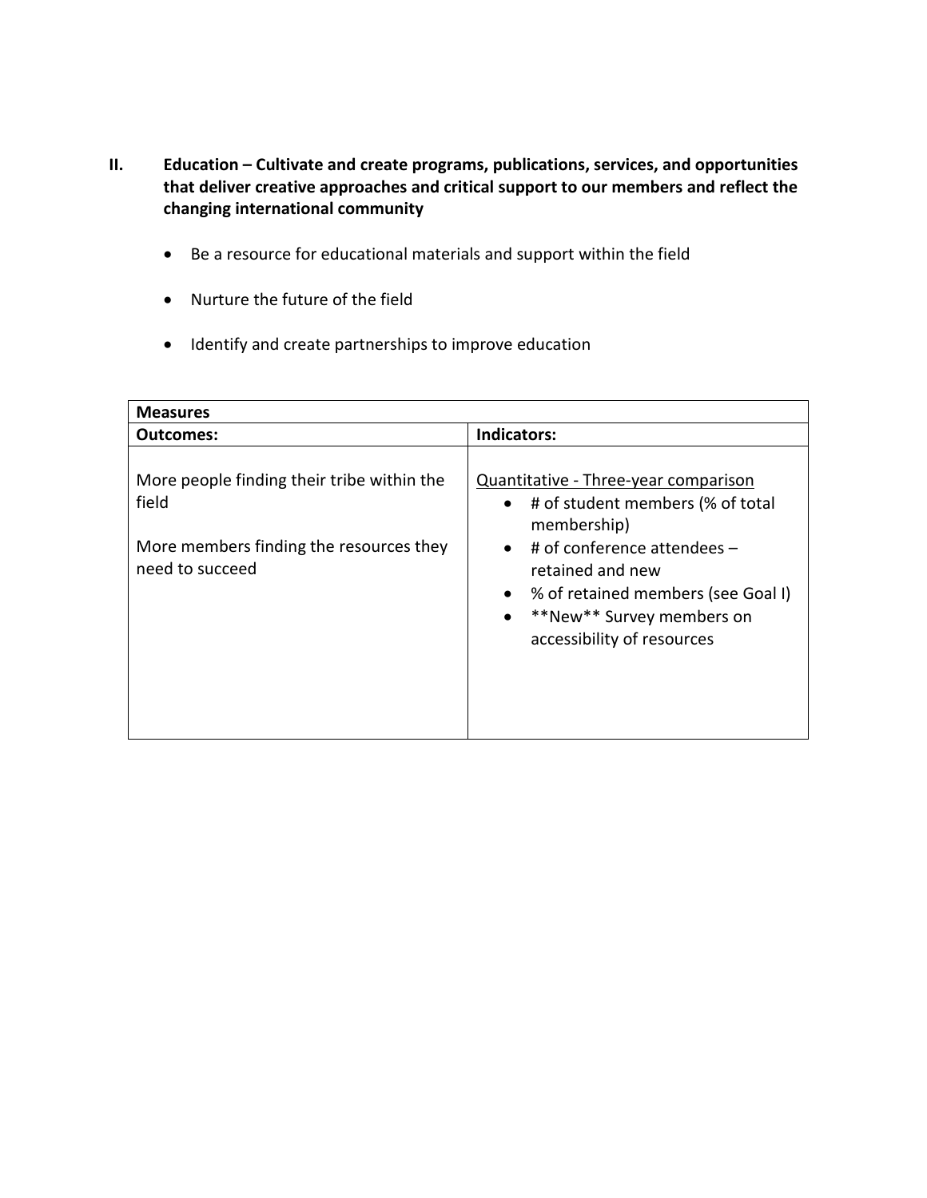## II. Education – Cultivate and create programs, publications, services, and opportunities that deliver creative approaches and critical support to our members and reflect the changing international community

- Be a resource for educational materials and support within the field
- Nurture the future of the field
- Identify and create partnerships to improve education

| **Measures** | |
|---|---|
| **Outcomes:** | **Indicators:** |
| More people finding their tribe within the field<br><br>More members finding the resources they need to succeed | <u>Quantitative - Three-year comparison</u><br>• # of student members (% of total membership)<br>• # of conference attendees – retained and new<br>• % of retained members (see Goal I)<br>• **New** Survey members on accessibility of resources |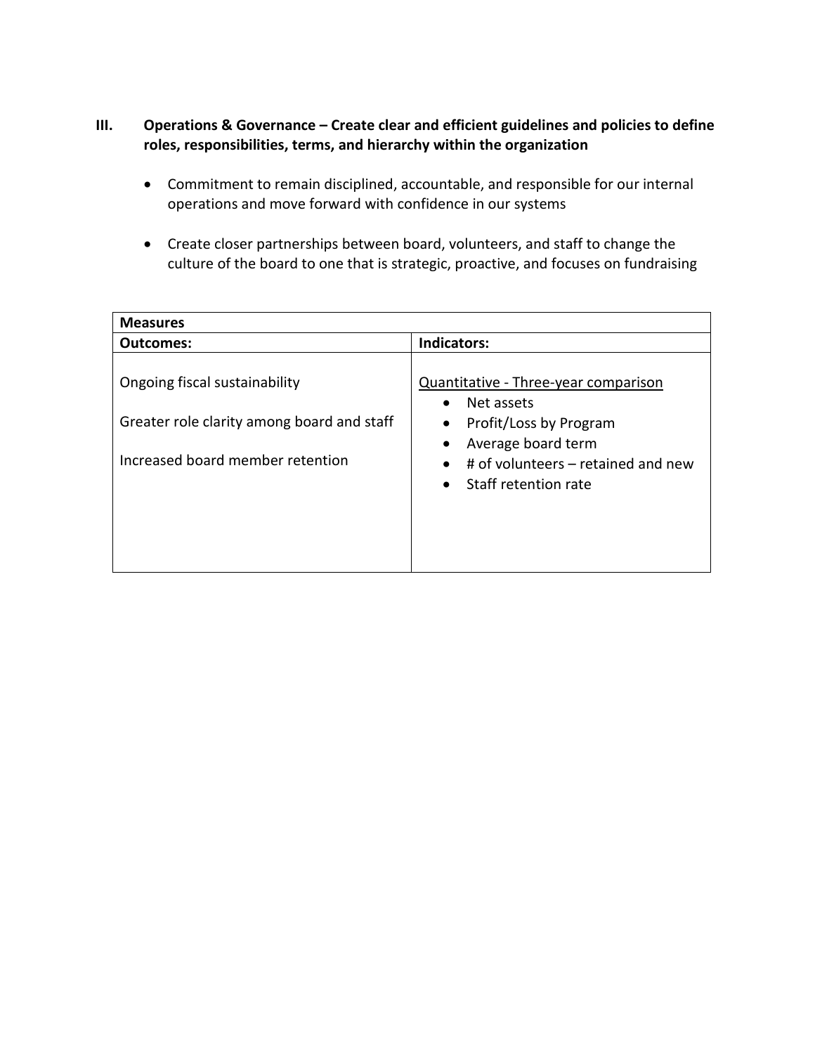## III. Operations & Governance – Create clear and efficient guidelines and policies to define roles, responsibilities, terms, and hierarchy within the organization

- Commitment to remain disciplined, accountable, and responsible for our internal operations and move forward with confidence in our systems
- Create closer partnerships between board, volunteers, and staff to change the culture of the board to one that is strategic, proactive, and focuses on fundraising

| **Measures** | |
|---|---|
| **Outcomes:** | **Indicators:** |
| Ongoing fiscal sustainability<br><br>Greater role clarity among board and staff<br><br>Increased board member retention | <u>Quantitative - Three-year comparison</u><br>• Net assets<br>• Profit/Loss by Program<br>• Average board term<br>• # of volunteers – retained and new<br>• Staff retention rate |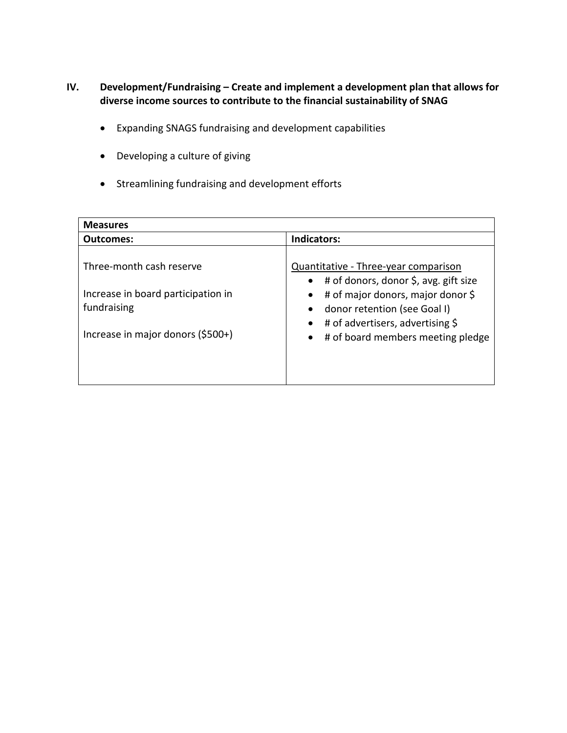## IV. Development/Fundraising – Create and implement a development plan that allows for diverse income sources to contribute to the financial sustainability of SNAG

- Expanding SNAGS fundraising and development capabilities
- Developing a culture of giving
- Streamlining fundraising and development efforts

| **Measures** | |
|---|---|
| **Outcomes:** | **Indicators:** |
| Three-month cash reserve<br><br>Increase in board participation in fundraising<br><br>Increase in major donors ($500+) | <u>Quantitative - Three-year comparison</u><br>• # of donors, donor $, avg. gift size<br>• # of major donors, major donor $<br>• donor retention (see Goal I)<br>• # of advertisers, advertising $<br>• # of board members meeting pledge |